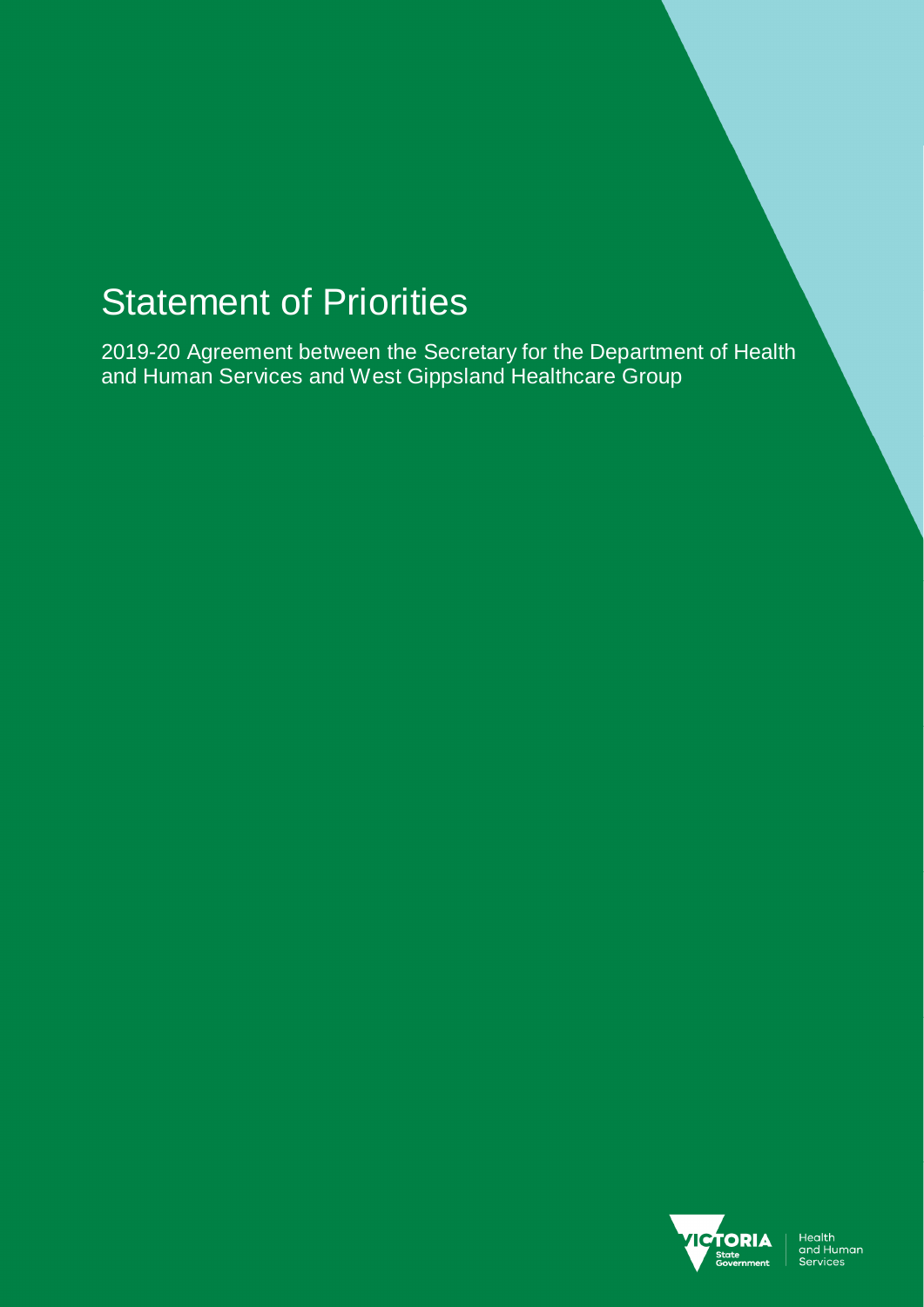# Statement of Priorities

2019-20 Agreement between the Secretary for the Department of Health and Human Services and West Gippsland Healthcare Group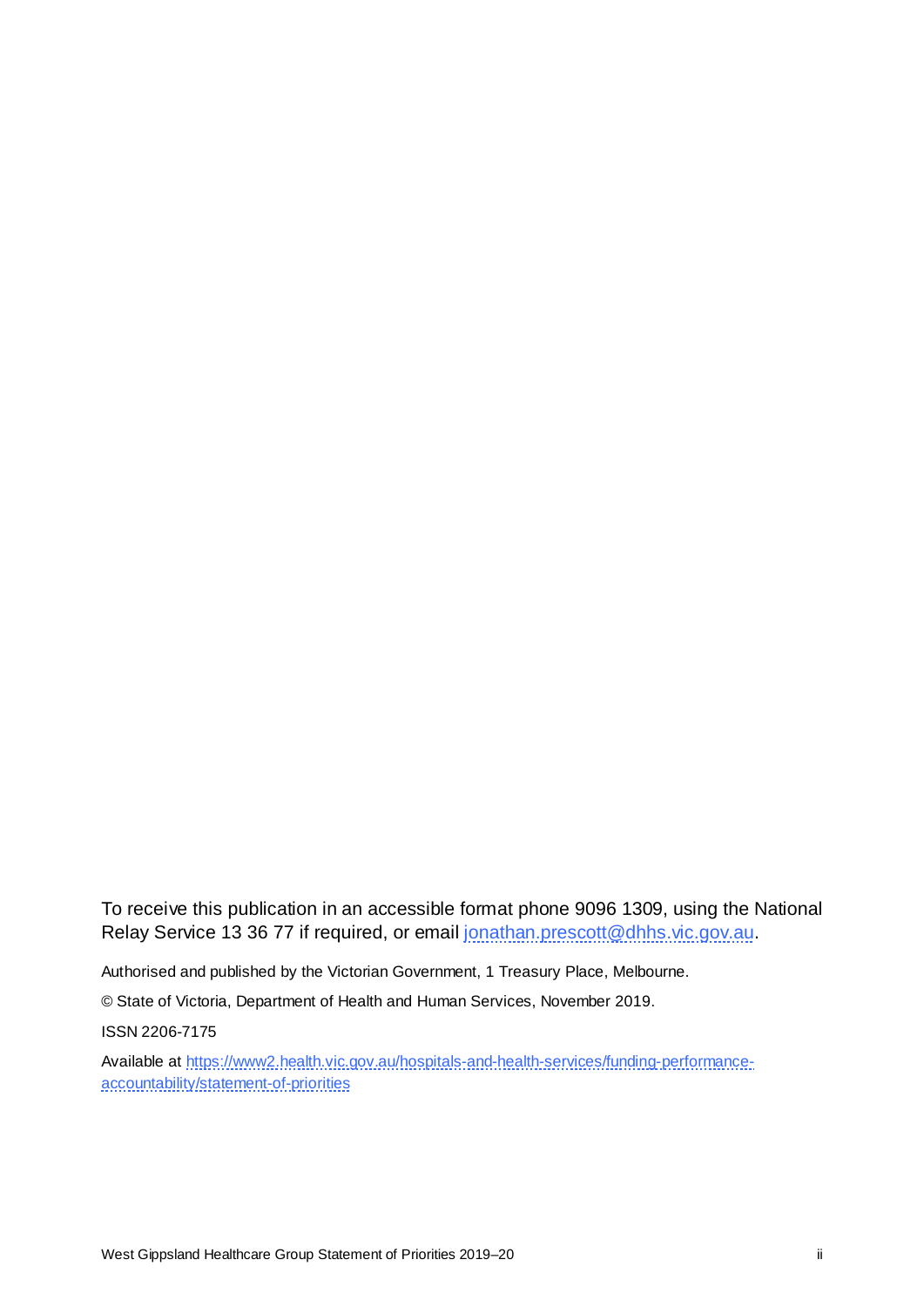To receive this publication in an accessible format phone 9096 1309, using the National Relay Service 13 36 77 if required, or email [jonathan.prescott@dhhs.vic.gov.au](mailto:jonathan.prescott@dhhs.vic.gov.au).

Authorised and published by the Victorian Government, 1 Treasury Place, Melbourne.

© State of Victoria, Department of Health and Human Services, November 2019.

ISSN 2206-7175

Available at [https://www2.health.vic.gov.au/hospitals-and-health-services/funding-performance-accountability/statement-of-priorities](https://www2.health.vic.gov.au/hospitals-and-health-services/funding-performance-accountability/statement-of-priorities)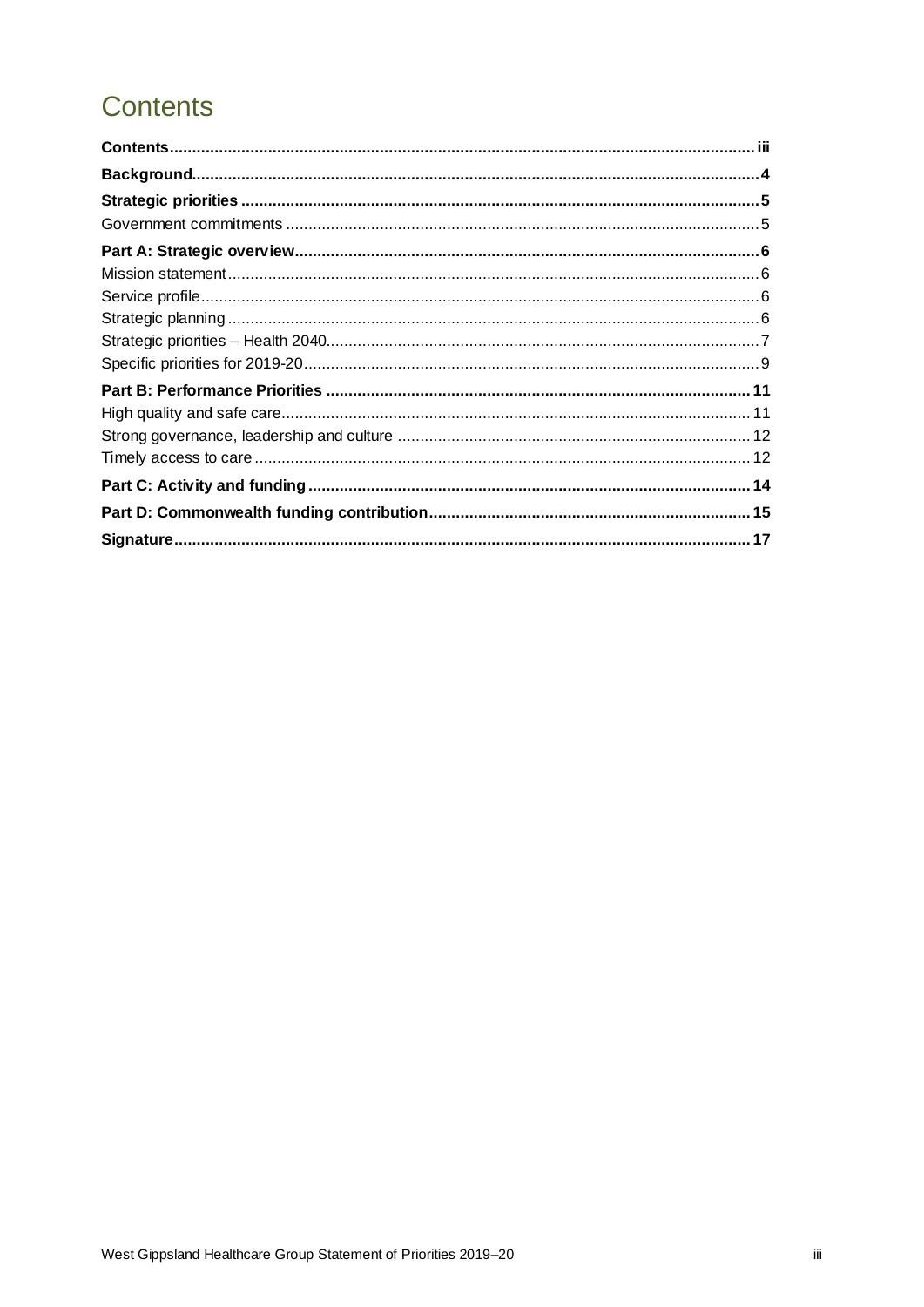# Contents

**Contents** ..... iii

**Background** ..... 4

**Strategic priorities** ..... 5

Government commitments ..... 5

**Part A: Strategic overview** ..... 6

Mission statement ..... 6

Service profile ..... 6

Strategic planning ..... 6

Strategic priorities – Health 2040 ..... 7

Specific priorities for 2019-20 ..... 9

**Part B: Performance Priorities** ..... 11

High quality and safe care ..... 11

Strong governance, leadership and culture ..... 12

Timely access to care ..... 12

**Part C: Activity and funding** ..... 14

**Part D: Commonwealth funding contribution** ..... 15

**Signature** ..... 17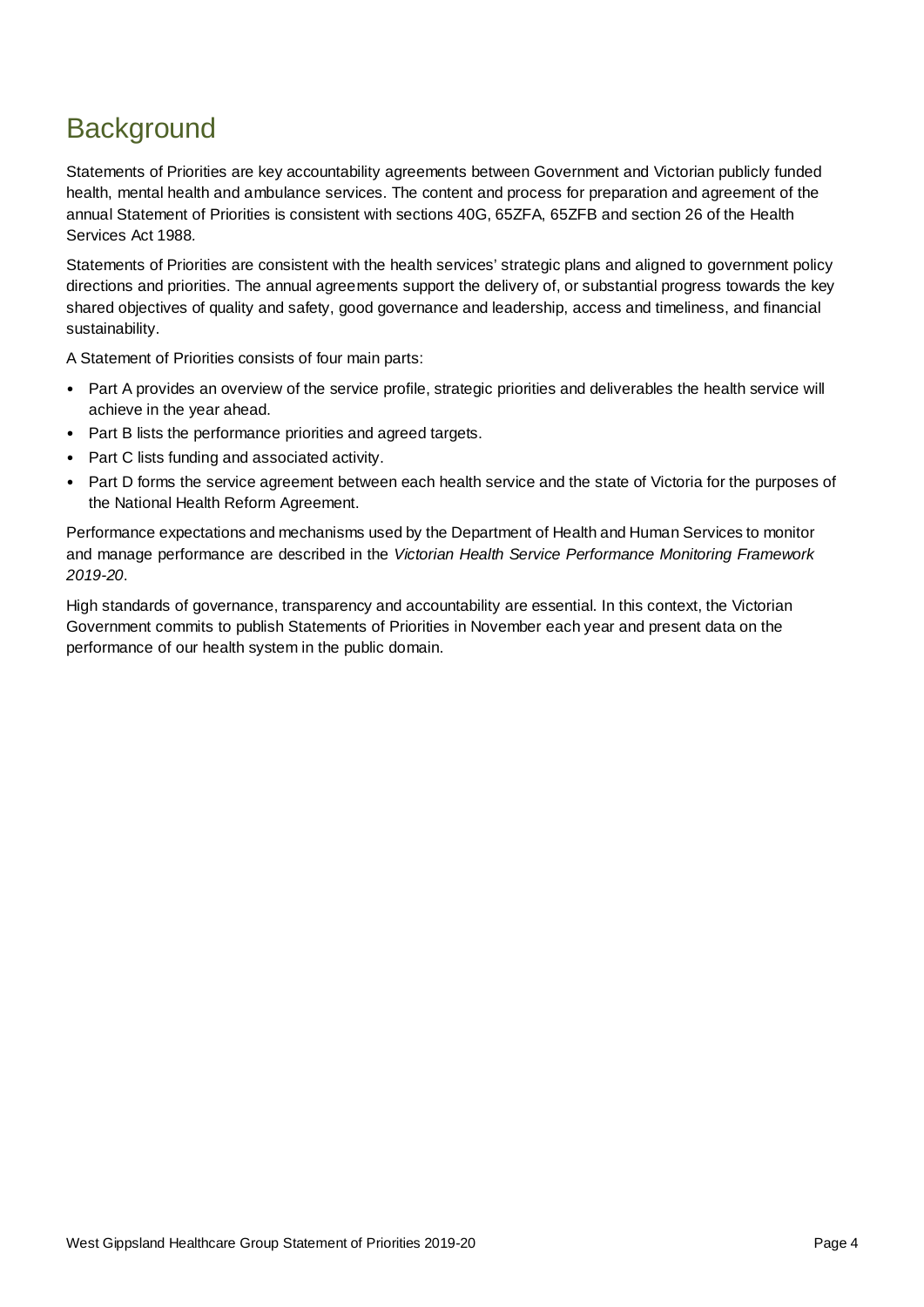# Background

Statements of Priorities are key accountability agreements between Government and Victorian publicly funded health, mental health and ambulance services. The content and process for preparation and agreement of the annual Statement of Priorities is consistent with sections 40G, 65ZFA, 65ZFB and section 26 of the Health Services Act 1988.

Statements of Priorities are consistent with the health services' strategic plans and aligned to government policy directions and priorities. The annual agreements support the delivery of, or substantial progress towards the key shared objectives of quality and safety, good governance and leadership, access and timeliness, and financial sustainability.

A Statement of Priorities consists of four main parts:

- Part A provides an overview of the service profile, strategic priorities and deliverables the health service will achieve in the year ahead.
- Part B lists the performance priorities and agreed targets.
- Part C lists funding and associated activity.
- Part D forms the service agreement between each health service and the state of Victoria for the purposes of the National Health Reform Agreement.

Performance expectations and mechanisms used by the Department of Health and Human Services to monitor and manage performance are described in the *Victorian Health Service Performance Monitoring Framework 2019-20*.

High standards of governance, transparency and accountability are essential. In this context, the Victorian Government commits to publish Statements of Priorities in November each year and present data on the performance of our health system in the public domain.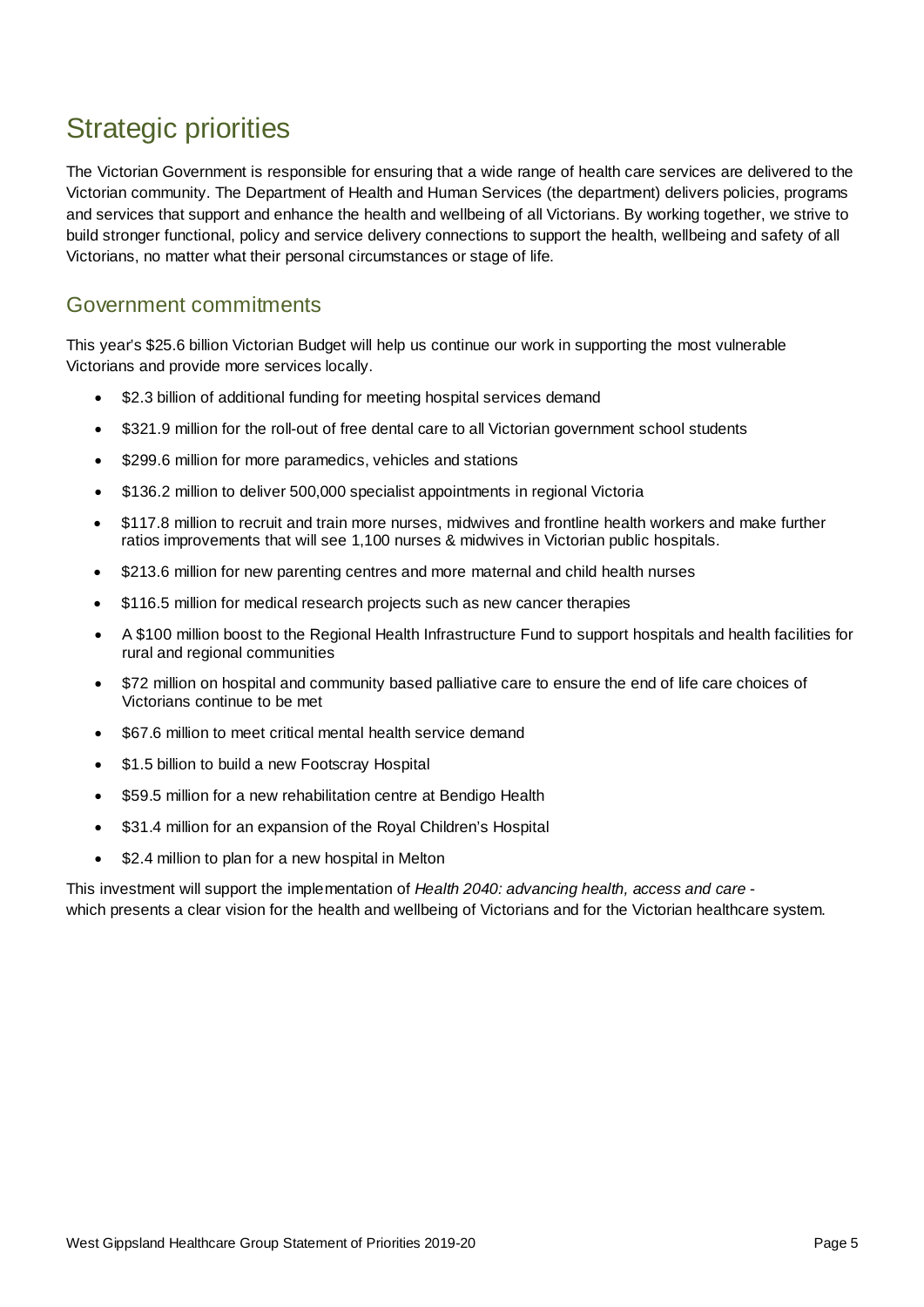# Strategic priorities

The Victorian Government is responsible for ensuring that a wide range of health care services are delivered to the Victorian community. The Department of Health and Human Services (the department) delivers policies, programs and services that support and enhance the health and wellbeing of all Victorians. By working together, we strive to build stronger functional, policy and service delivery connections to support the health, wellbeing and safety of all Victorians, no matter what their personal circumstances or stage of life.

## Government commitments

This year's $25.6 billion Victorian Budget will help us continue our work in supporting the most vulnerable Victorians and provide more services locally.

- $2.3 billion of additional funding for meeting hospital services demand
- $321.9 million for the roll-out of free dental care to all Victorian government school students
- $299.6 million for more paramedics, vehicles and stations
- $136.2 million to deliver 500,000 specialist appointments in regional Victoria
- $117.8 million to recruit and train more nurses, midwives and frontline health workers and make further ratios improvements that will see 1,100 nurses & midwives in Victorian public hospitals.
- $213.6 million for new parenting centres and more maternal and child health nurses
- $116.5 million for medical research projects such as new cancer therapies
- A $100 million boost to the Regional Health Infrastructure Fund to support hospitals and health facilities for rural and regional communities
- $72 million on hospital and community based palliative care to ensure the end of life care choices of Victorians continue to be met
- $67.6 million to meet critical mental health service demand
- $1.5 billion to build a new Footscray Hospital
- $59.5 million for a new rehabilitation centre at Bendigo Health
- $31.4 million for an expansion of the Royal Children's Hospital
- $2.4 million to plan for a new hospital in Melton

This investment will support the implementation of *Health 2040: advancing health, access and care* - which presents a clear vision for the health and wellbeing of Victorians and for the Victorian healthcare system.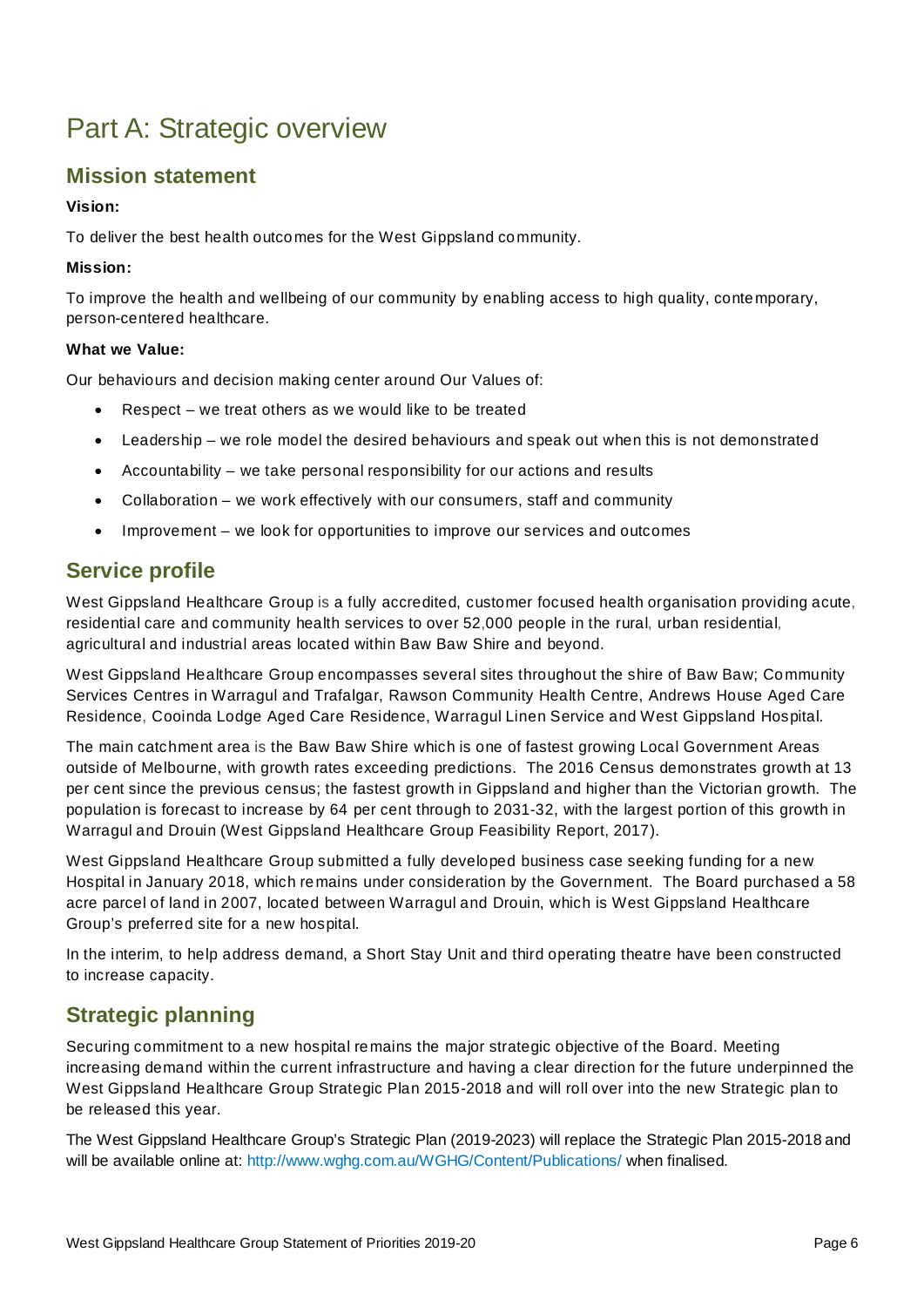# Part A: Strategic overview

## Mission statement

**Vision:**

To deliver the best health outcomes for the West Gippsland community.

**Mission:**

To improve the health and wellbeing of our community by enabling access to high quality, contemporary, person-centered healthcare.

**What we Value:**

Our behaviours and decision making center around Our Values of:

- Respect – we treat others as we would like to be treated
- Leadership – we role model the desired behaviours and speak out when this is not demonstrated
- Accountability – we take personal responsibility for our actions and results
- Collaboration – we work effectively with our consumers, staff and community
- Improvement – we look for opportunities to improve our services and outcomes

## Service profile

West Gippsland Healthcare Group is a fully accredited, customer focused health organisation providing acute, residential care and community health services to over 52,000 people in the rural, urban residential, agricultural and industrial areas located within Baw Baw Shire and beyond.

West Gippsland Healthcare Group encompasses several sites throughout the shire of Baw Baw; Community Services Centres in Warragul and Trafalgar, Rawson Community Health Centre, Andrews House Aged Care Residence, Cooinda Lodge Aged Care Residence, Warragul Linen Service and West Gippsland Hospital.

The main catchment area is the Baw Baw Shire which is one of fastest growing Local Government Areas outside of Melbourne, with growth rates exceeding predictions. The 2016 Census demonstrates growth at 13 per cent since the previous census; the fastest growth in Gippsland and higher than the Victorian growth. The population is forecast to increase by 64 per cent through to 2031-32, with the largest portion of this growth in Warragul and Drouin (West Gippsland Healthcare Group Feasibility Report, 2017).

West Gippsland Healthcare Group submitted a fully developed business case seeking funding for a new Hospital in January 2018, which remains under consideration by the Government. The Board purchased a 58 acre parcel of land in 2007, located between Warragul and Drouin, which is West Gippsland Healthcare Group's preferred site for a new hospital.

In the interim, to help address demand, a Short Stay Unit and third operating theatre have been constructed to increase capacity.

## Strategic planning

Securing commitment to a new hospital remains the major strategic objective of the Board. Meeting increasing demand within the current infrastructure and having a clear direction for the future underpinned the West Gippsland Healthcare Group Strategic Plan 2015-2018 and will roll over into the new Strategic plan to be released this year.

The West Gippsland Healthcare Group's Strategic Plan (2019-2023) will replace the Strategic Plan 2015-2018 and will be available online at: http://www.wghg.com.au/WGHG/Content/Publications/ when finalised.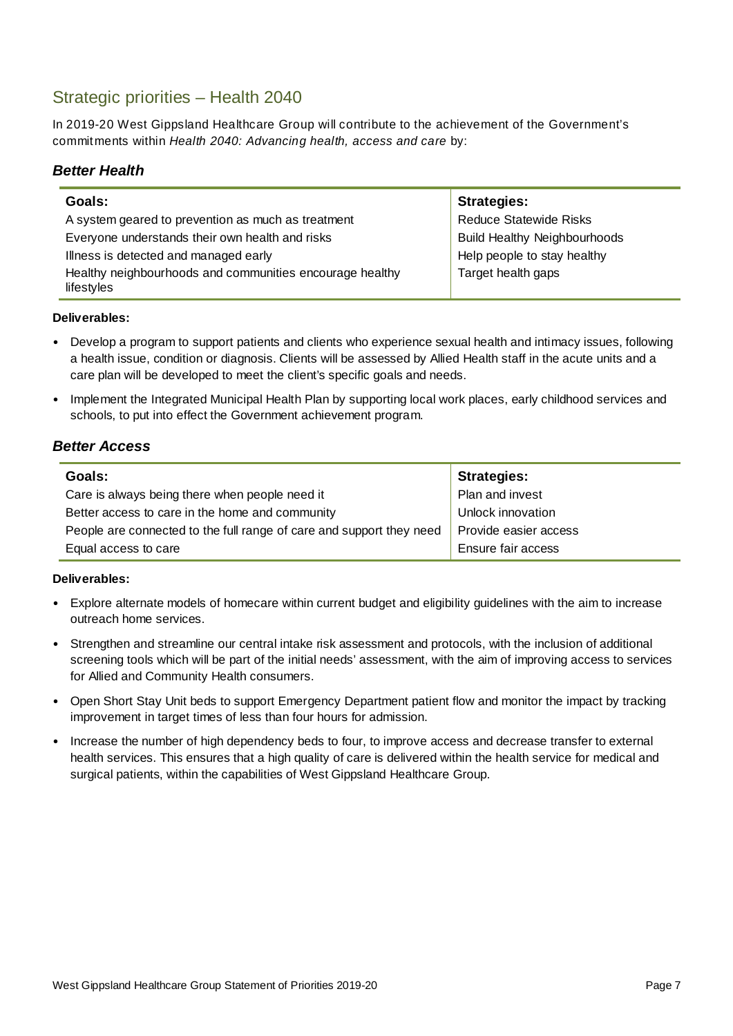## Strategic priorities – Health 2040

In 2019-20 West Gippsland Healthcare Group will contribute to the achievement of the Government's commitments within *Health 2040: Advancing health, access and care* by:

### *Better Health*

| Goals: | Strategies: |
|---|---|
| A system geared to prevention as much as treatment | Reduce Statewide Risks |
| Everyone understands their own health and risks | Build Healthy Neighbourhoods |
| Illness is detected and managed early | Help people to stay healthy |
| Healthy neighbourhoods and communities encourage healthy lifestyles | Target health gaps |

**Deliverables:**

- Develop a program to support patients and clients who experience sexual health and intimacy issues, following a health issue, condition or diagnosis. Clients will be assessed by Allied Health staff in the acute units and a care plan will be developed to meet the client's specific goals and needs.
- Implement the Integrated Municipal Health Plan by supporting local work places, early childhood services and schools, to put into effect the Government achievement program.

### *Better Access*

| Goals: | Strategies: |
|---|---|
| Care is always being there when people need it | Plan and invest |
| Better access to care in the home and community | Unlock innovation |
| People are connected to the full range of care and support they need | Provide easier access |
| Equal access to care | Ensure fair access |

**Deliverables:**

- Explore alternate models of homecare within current budget and eligibility guidelines with the aim to increase outreach home services.
- Strengthen and streamline our central intake risk assessment and protocols, with the inclusion of additional screening tools which will be part of the initial needs' assessment, with the aim of improving access to services for Allied and Community Health consumers.
- Open Short Stay Unit beds to support Emergency Department patient flow and monitor the impact by tracking improvement in target times of less than four hours for admission.
- Increase the number of high dependency beds to four, to improve access and decrease transfer to external health services. This ensures that a high quality of care is delivered within the health service for medical and surgical patients, within the capabilities of West Gippsland Healthcare Group.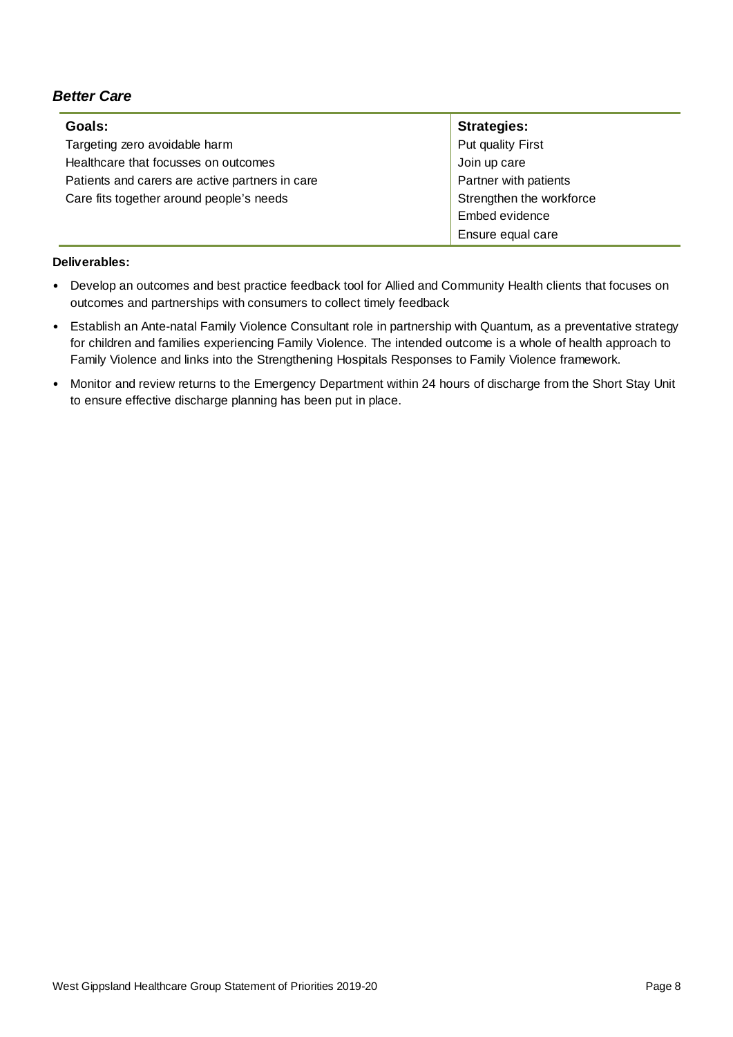### *Better Care*

| Goals: | Strategies: |
|---|---|
| Targeting zero avoidable harm | Put quality First |
| Healthcare that focusses on outcomes | Join up care |
| Patients and carers are active partners in care | Partner with patients |
| Care fits together around people's needs | Strengthen the workforce |
| | Embed evidence |
| | Ensure equal care |

**Deliverables:**

- Develop an outcomes and best practice feedback tool for Allied and Community Health clients that focuses on outcomes and partnerships with consumers to collect timely feedback
- Establish an Ante-natal Family Violence Consultant role in partnership with Quantum, as a preventative strategy for children and families experiencing Family Violence. The intended outcome is a whole of health approach to Family Violence and links into the Strengthening Hospitals Responses to Family Violence framework.
- Monitor and review returns to the Emergency Department within 24 hours of discharge from the Short Stay Unit to ensure effective discharge planning has been put in place.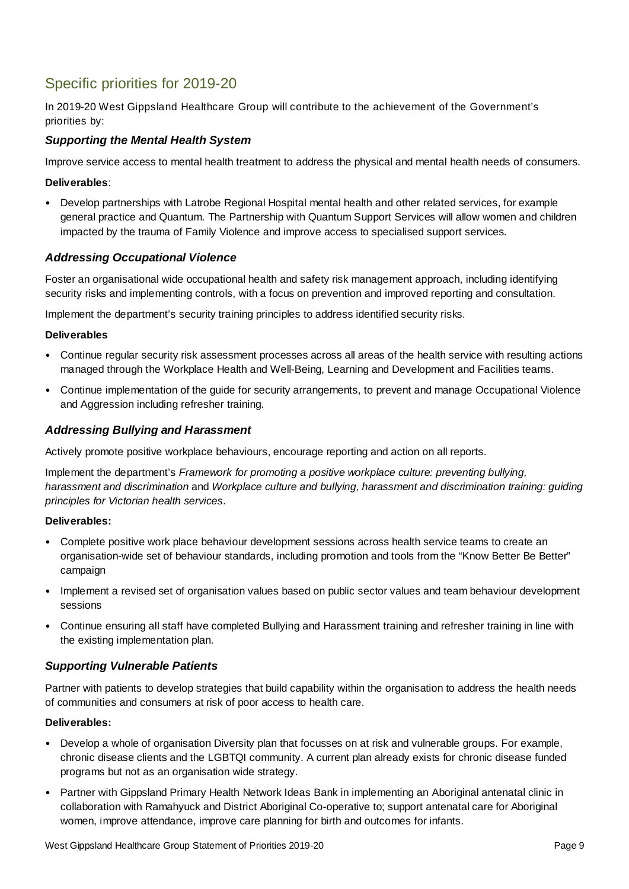## Specific priorities for 2019-20

In 2019-20 West Gippsland Healthcare Group will contribute to the achievement of the Government's priorities by:

### *Supporting the Mental Health System*

Improve service access to mental health treatment to address the physical and mental health needs of consumers.

**Deliverables**:

- Develop partnerships with Latrobe Regional Hospital mental health and other related services, for example general practice and Quantum. The Partnership with Quantum Support Services will allow women and children impacted by the trauma of Family Violence and improve access to specialised support services.

### *Addressing Occupational Violence*

Foster an organisational wide occupational health and safety risk management approach, including identifying security risks and implementing controls, with a focus on prevention and improved reporting and consultation.

Implement the department's security training principles to address identified security risks.

**Deliverables**

- Continue regular security risk assessment processes across all areas of the health service with resulting actions managed through the Workplace Health and Well-Being, Learning and Development and Facilities teams.
- Continue implementation of the guide for security arrangements, to prevent and manage Occupational Violence and Aggression including refresher training.

### *Addressing Bullying and Harassment*

Actively promote positive workplace behaviours, encourage reporting and action on all reports.

Implement the department's *Framework for promoting a positive workplace culture: preventing bullying, harassment and discrimination* and *Workplace culture and bullying, harassment and discrimination training: guiding principles for Victorian health services*.

**Deliverables:**

- Complete positive work place behaviour development sessions across health service teams to create an organisation-wide set of behaviour standards, including promotion and tools from the "Know Better Be Better" campaign
- Implement a revised set of organisation values based on public sector values and team behaviour development sessions
- Continue ensuring all staff have completed Bullying and Harassment training and refresher training in line with the existing implementation plan.

### *Supporting Vulnerable Patients*

Partner with patients to develop strategies that build capability within the organisation to address the health needs of communities and consumers at risk of poor access to health care.

**Deliverables:**

- Develop a whole of organisation Diversity plan that focusses on at risk and vulnerable groups. For example, chronic disease clients and the LGBTQI community. A current plan already exists for chronic disease funded programs but not as an organisation wide strategy.
- Partner with Gippsland Primary Health Network Ideas Bank in implementing an Aboriginal antenatal clinic in collaboration with Ramahyuck and District Aboriginal Co-operative to; support antenatal care for Aboriginal women, improve attendance, improve care planning for birth and outcomes for infants.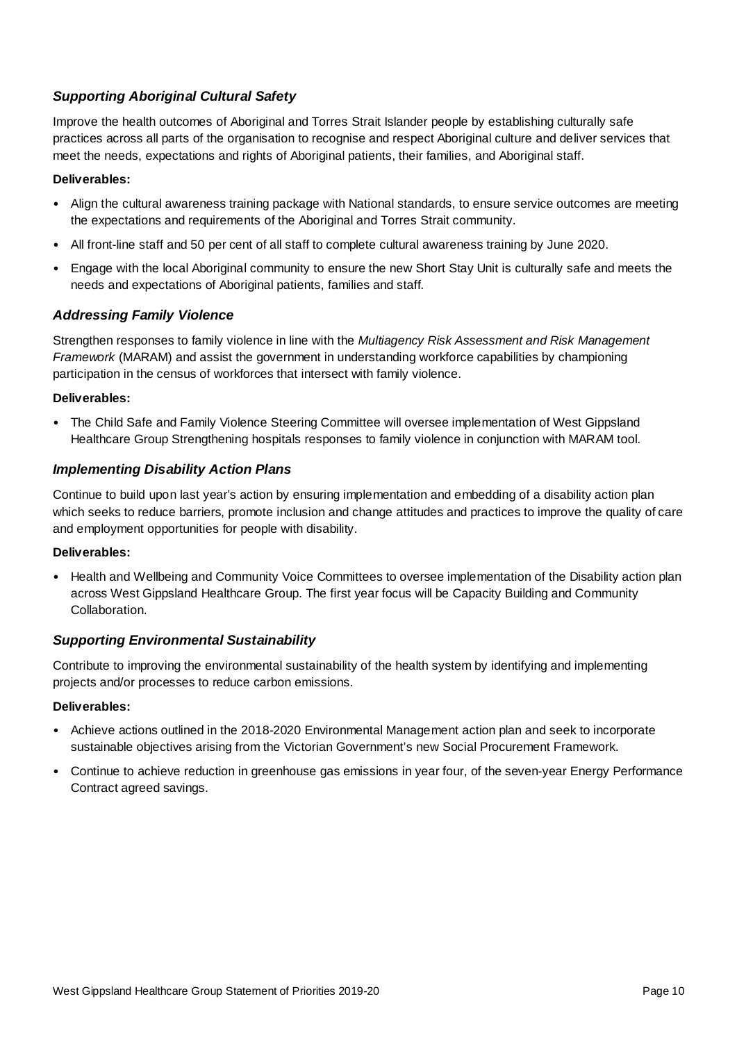### *Supporting Aboriginal Cultural Safety*

Improve the health outcomes of Aboriginal and Torres Strait Islander people by establishing culturally safe practices across all parts of the organisation to recognise and respect Aboriginal culture and deliver services that meet the needs, expectations and rights of Aboriginal patients, their families, and Aboriginal staff.

**Deliverables:**

- Align the cultural awareness training package with National standards, to ensure service outcomes are meeting the expectations and requirements of the Aboriginal and Torres Strait community.
- All front-line staff and 50 per cent of all staff to complete cultural awareness training by June 2020.
- Engage with the local Aboriginal community to ensure the new Short Stay Unit is culturally safe and meets the needs and expectations of Aboriginal patients, families and staff.

### *Addressing Family Violence*

Strengthen responses to family violence in line with the *Multiagency Risk Assessment and Risk Management Framework* (MARAM) and assist the government in understanding workforce capabilities by championing participation in the census of workforces that intersect with family violence.

**Deliverables:**

- The Child Safe and Family Violence Steering Committee will oversee implementation of West Gippsland Healthcare Group Strengthening hospitals responses to family violence in conjunction with MARAM tool.

### *Implementing Disability Action Plans*

Continue to build upon last year's action by ensuring implementation and embedding of a disability action plan which seeks to reduce barriers, promote inclusion and change attitudes and practices to improve the quality of care and employment opportunities for people with disability.

**Deliverables:**

- Health and Wellbeing and Community Voice Committees to oversee implementation of the Disability action plan across West Gippsland Healthcare Group. The first year focus will be Capacity Building and Community Collaboration.

### *Supporting Environmental Sustainability*

Contribute to improving the environmental sustainability of the health system by identifying and implementing projects and/or processes to reduce carbon emissions.

**Deliverables:**

- Achieve actions outlined in the 2018-2020 Environmental Management action plan and seek to incorporate sustainable objectives arising from the Victorian Government's new Social Procurement Framework.
- Continue to achieve reduction in greenhouse gas emissions in year four, of the seven-year Energy Performance Contract agreed savings.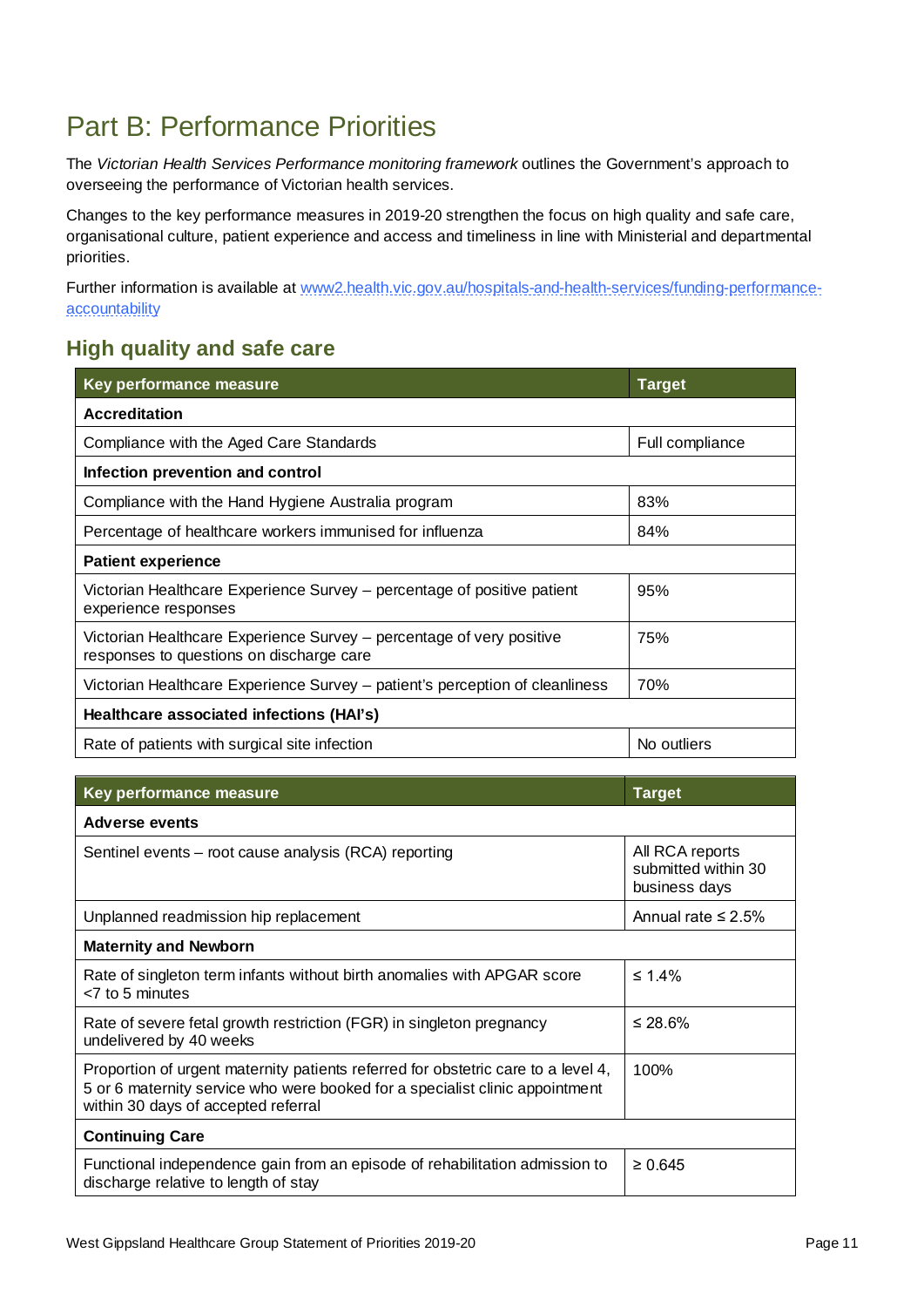# Part B: Performance Priorities

The *Victorian Health Services Performance monitoring framework* outlines the Government's approach to overseeing the performance of Victorian health services.

Changes to the key performance measures in 2019-20 strengthen the focus on high quality and safe care, organisational culture, patient experience and access and timeliness in line with Ministerial and departmental priorities.

Further information is available at [www2.health.vic.gov.au/hospitals-and-health-services/funding-performance-accountability](www2.health.vic.gov.au/hospitals-and-health-services/funding-performance-accountability)

## High quality and safe care

| Key performance measure | Target |
|---|---|
| **Accreditation** | |
| Compliance with the Aged Care Standards | Full compliance |
| **Infection prevention and control** | |
| Compliance with the Hand Hygiene Australia program | 83% |
| Percentage of healthcare workers immunised for influenza | 84% |
| **Patient experience** | |
| Victorian Healthcare Experience Survey – percentage of positive patient experience responses | 95% |
| Victorian Healthcare Experience Survey – percentage of very positive responses to questions on discharge care | 75% |
| Victorian Healthcare Experience Survey – patient's perception of cleanliness | 70% |
| **Healthcare associated infections (HAI's)** | |
| Rate of patients with surgical site infection | No outliers |

| Key performance measure | Target |
|---|---|
| **Adverse events** | |
| Sentinel events – root cause analysis (RCA) reporting | All RCA reports submitted within 30 business days |
| Unplanned readmission hip replacement | Annual rate ≤ 2.5% |
| **Maternity and Newborn** | |
| Rate of singleton term infants without birth anomalies with APGAR score <7 to 5 minutes | ≤ 1.4% |
| Rate of severe fetal growth restriction (FGR) in singleton pregnancy undelivered by 40 weeks | ≤ 28.6% |
| Proportion of urgent maternity patients referred for obstetric care to a level 4, 5 or 6 maternity service who were booked for a specialist clinic appointment within 30 days of accepted referral | 100% |
| **Continuing Care** | |
| Functional independence gain from an episode of rehabilitation admission to discharge relative to length of stay | ≥ 0.645 |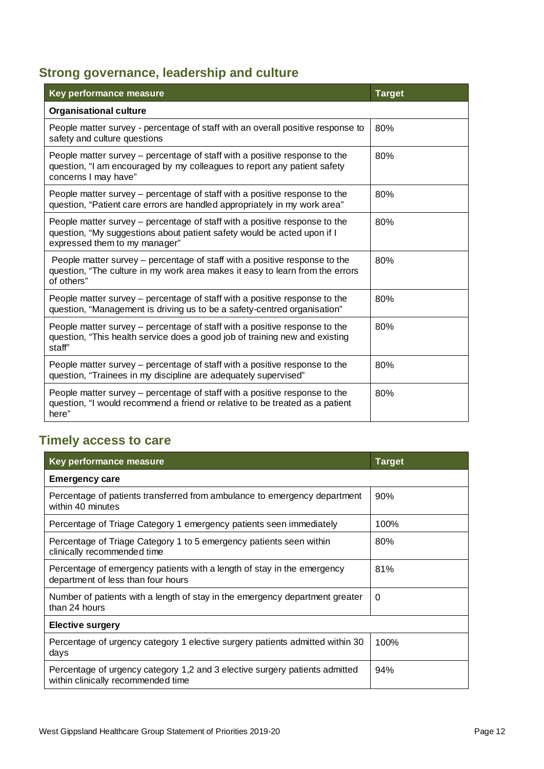## Strong governance, leadership and culture

| Key performance measure | Target |
|---|---|
| **Organisational culture** | |
| People matter survey - percentage of staff with an overall positive response to safety and culture questions | 80% |
| People matter survey – percentage of staff with a positive response to the question, "I am encouraged by my colleagues to report any patient safety concerns I may have" | 80% |
| People matter survey – percentage of staff with a positive response to the question, "Patient care errors are handled appropriately in my work area" | 80% |
| People matter survey – percentage of staff with a positive response to the question, "My suggestions about patient safety would be acted upon if I expressed them to my manager" | 80% |
| People matter survey – percentage of staff with a positive response to the question, "The culture in my work area makes it easy to learn from the errors of others" | 80% |
| People matter survey – percentage of staff with a positive response to the question, "Management is driving us to be a safety-centred organisation" | 80% |
| People matter survey – percentage of staff with a positive response to the question, "This health service does a good job of training new and existing staff" | 80% |
| People matter survey – percentage of staff with a positive response to the question, "Trainees in my discipline are adequately supervised" | 80% |
| People matter survey – percentage of staff with a positive response to the question, "I would recommend a friend or relative to be treated as a patient here" | 80% |

## Timely access to care

| Key performance measure | Target |
|---|---|
| **Emergency care** | |
| Percentage of patients transferred from ambulance to emergency department within 40 minutes | 90% |
| Percentage of Triage Category 1 emergency patients seen immediately | 100% |
| Percentage of Triage Category 1 to 5 emergency patients seen within clinically recommended time | 80% |
| Percentage of emergency patients with a length of stay in the emergency department of less than four hours | 81% |
| Number of patients with a length of stay in the emergency department greater than 24 hours | 0 |
| **Elective surgery** | |
| Percentage of urgency category 1 elective surgery patients admitted within 30 days | 100% |
| Percentage of urgency category 1,2 and 3 elective surgery patients admitted within clinically recommended time | 94% |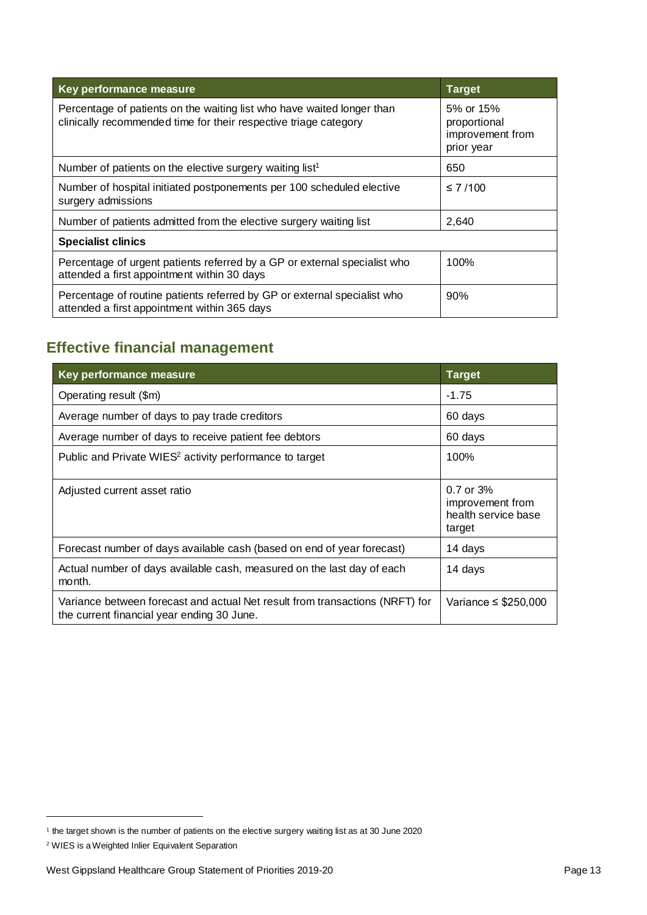| Key performance measure | Target |
| --- | --- |
| Percentage of patients on the waiting list who have waited longer than clinically recommended time for their respective triage category | 5% or 15% proportional improvement from prior year |
| Number of patients on the elective surgery waiting list[1] | 650 |
| Number of hospital initiated postponements per 100 scheduled elective surgery admissions | ≤ 7 /100 |
| Number of patients admitted from the elective surgery waiting list | 2,640 |
| **Specialist clinics** | |
| Percentage of urgent patients referred by a GP or external specialist who attended a first appointment within 30 days | 100% |
| Percentage of routine patients referred by GP or external specialist who attended a first appointment within 365 days | 90% |

## Effective financial management

| Key performance measure | Target |
| --- | --- |
| Operating result ($m) | -1.75 |
| Average number of days to pay trade creditors | 60 days |
| Average number of days to receive patient fee debtors | 60 days |
| Public and Private WIES[2] activity performance to target | 100% |
| Adjusted current asset ratio | 0.7 or 3% improvement from health service base target |
| Forecast number of days available cash (based on end of year forecast) | 14 days |
| Actual number of days available cash, measured on the last day of each month. | 14 days |
| Variance between forecast and actual Net result from transactions (NRFT) for the current financial year ending 30 June. | Variance ≤ $250,000 |

[1] the target shown is the number of patients on the elective surgery waiting list as at 30 June 2020

[2] WIES is a Weighted Inlier Equivalent Separation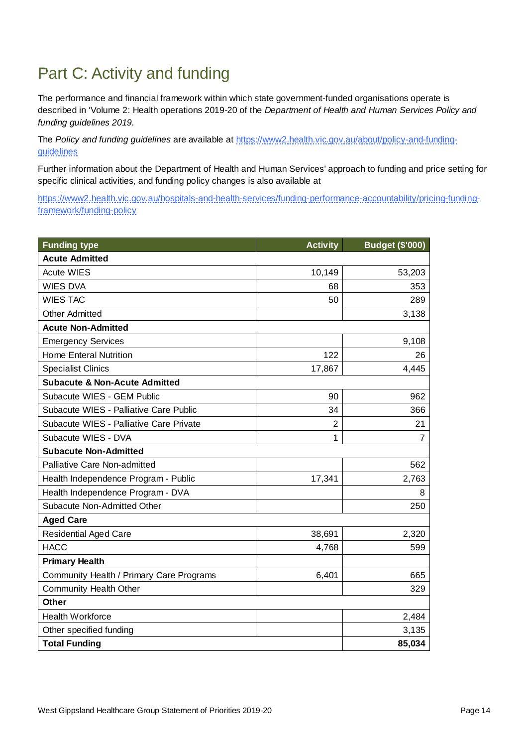# Part C: Activity and funding

The performance and financial framework within which state government-funded organisations operate is described in 'Volume 2: Health operations 2019-20 of the *Department of Health and Human Services Policy and funding guidelines 2019.*

The *Policy and funding guidelines* are available at https://www2.health.vic.gov.au/about/policy-and-funding-guidelines

Further information about the Department of Health and Human Services' approach to funding and price setting for specific clinical activities, and funding policy changes is also available at

https://www2.health.vic.gov.au/hospitals-and-health-services/funding-performance-accountability/pricing-funding-framework/funding-policy

| Funding type | Activity | Budget ($'000) |
|---|---:|---:|
| **Acute Admitted** | | |
| Acute WIES | 10,149 | 53,203 |
| WIES DVA | 68 | 353 |
| WIES TAC | 50 | 289 |
| Other Admitted | | 3,138 |
| **Acute Non-Admitted** | | |
| Emergency Services | | 9,108 |
| Home Enteral Nutrition | 122 | 26 |
| Specialist Clinics | 17,867 | 4,445 |
| **Subacute & Non-Acute Admitted** | | |
| Subacute WIES - GEM Public | 90 | 962 |
| Subacute WIES - Palliative Care Public | 34 | 366 |
| Subacute WIES - Palliative Care Private | 2 | 21 |
| Subacute WIES - DVA | 1 | 7 |
| **Subacute Non-Admitted** | | |
| Palliative Care Non-admitted | | 562 |
| Health Independence Program - Public | 17,341 | 2,763 |
| Health Independence Program - DVA | | 8 |
| Subacute Non-Admitted Other | | 250 |
| **Aged Care** | | |
| Residential Aged Care | 38,691 | 2,320 |
| HACC | 4,768 | 599 |
| **Primary Health** | | |
| Community Health / Primary Care Programs | 6,401 | 665 |
| Community Health Other | | 329 |
| **Other** | | |
| Health Workforce | | 2,484 |
| Other specified funding | | 3,135 |
| **Total Funding** | | **85,034** |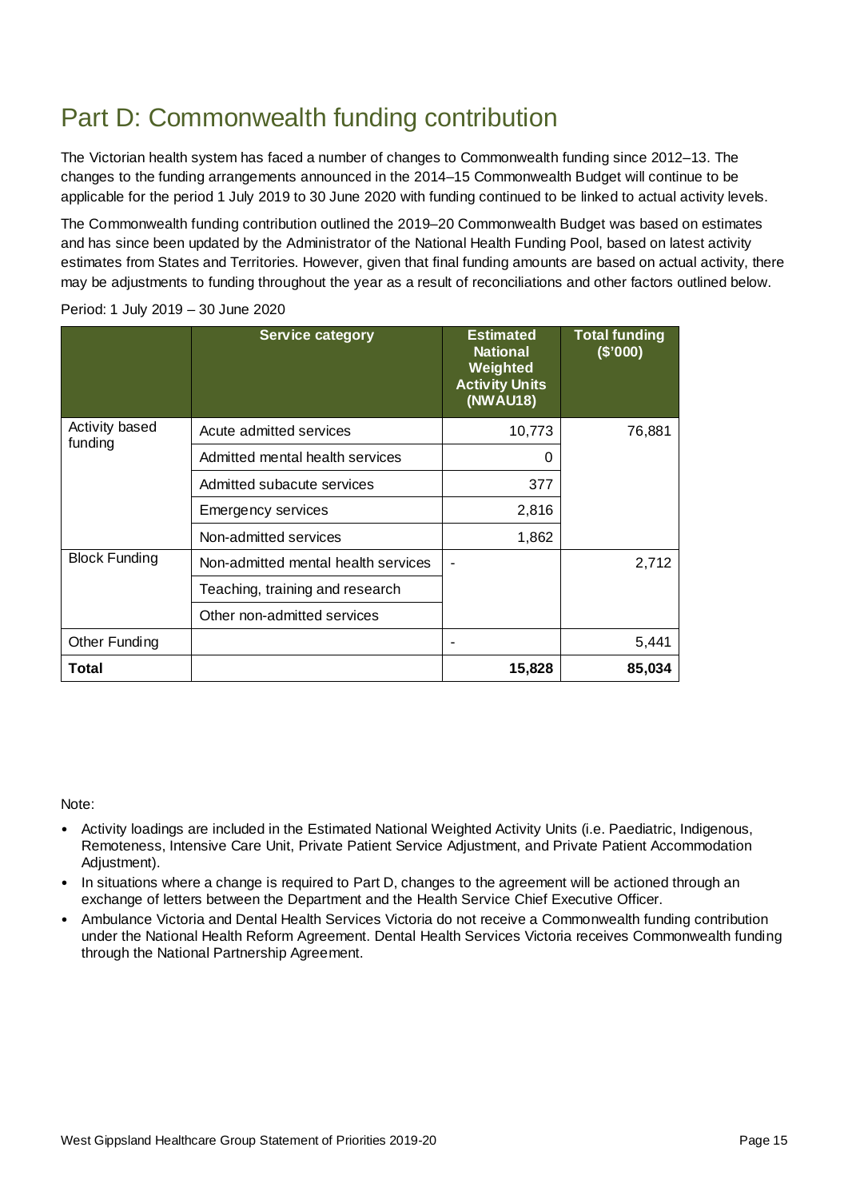# Part D: Commonwealth funding contribution

The Victorian health system has faced a number of changes to Commonwealth funding since 2012–13. The changes to the funding arrangements announced in the 2014–15 Commonwealth Budget will continue to be applicable for the period 1 July 2019 to 30 June 2020 with funding continued to be linked to actual activity levels.

The Commonwealth funding contribution outlined the 2019–20 Commonwealth Budget was based on estimates and has since been updated by the Administrator of the National Health Funding Pool, based on latest activity estimates from States and Territories. However, given that final funding amounts are based on actual activity, there may be adjustments to funding throughout the year as a result of reconciliations and other factors outlined below.

Period: 1 July 2019 – 30 June 2020

| | Service category | Estimated National Weighted Activity Units (NWAU18) | Total funding ($'000) |
|---|---|---|---|
| Activity based funding | Acute admitted services | 10,773 | 76,881 |
| | Admitted mental health services | 0 | |
| | Admitted subacute services | 377 | |
| | Emergency services | 2,816 | |
| | Non-admitted services | 1,862 | |
| Block Funding | Non-admitted mental health services | - | 2,712 |
| | Teaching, training and research | | |
| | Other non-admitted services | | |
| Other Funding | | - | 5,441 |
| **Total** | | **15,828** | **85,034** |

Note:

- Activity loadings are included in the Estimated National Weighted Activity Units (i.e. Paediatric, Indigenous, Remoteness, Intensive Care Unit, Private Patient Service Adjustment, and Private Patient Accommodation Adjustment).
- In situations where a change is required to Part D, changes to the agreement will be actioned through an exchange of letters between the Department and the Health Service Chief Executive Officer.
- Ambulance Victoria and Dental Health Services Victoria do not receive a Commonwealth funding contribution under the National Health Reform Agreement. Dental Health Services Victoria receives Commonwealth funding through the National Partnership Agreement.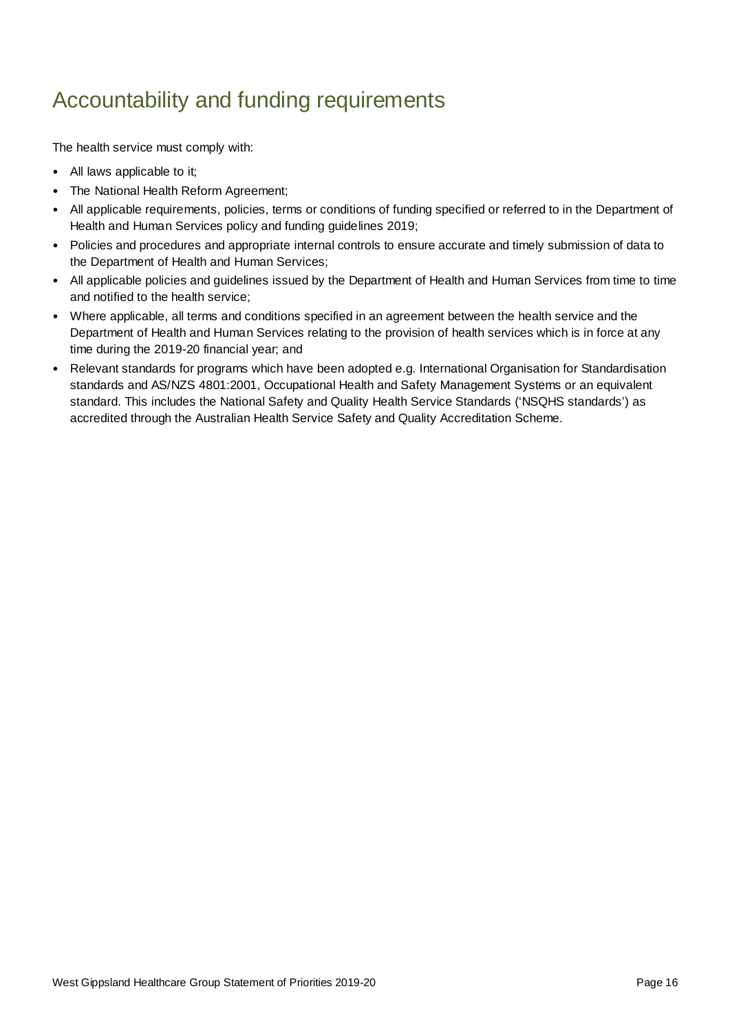# Accountability and funding requirements

The health service must comply with:

- All laws applicable to it;
- The National Health Reform Agreement;
- All applicable requirements, policies, terms or conditions of funding specified or referred to in the Department of Health and Human Services policy and funding guidelines 2019;
- Policies and procedures and appropriate internal controls to ensure accurate and timely submission of data to the Department of Health and Human Services;
- All applicable policies and guidelines issued by the Department of Health and Human Services from time to time and notified to the health service;
- Where applicable, all terms and conditions specified in an agreement between the health service and the Department of Health and Human Services relating to the provision of health services which is in force at any time during the 2019-20 financial year; and
- Relevant standards for programs which have been adopted e.g. International Organisation for Standardisation standards and AS/NZS 4801:2001, Occupational Health and Safety Management Systems or an equivalent standard. This includes the National Safety and Quality Health Service Standards ('NSQHS standards') as accredited through the Australian Health Service Safety and Quality Accreditation Scheme.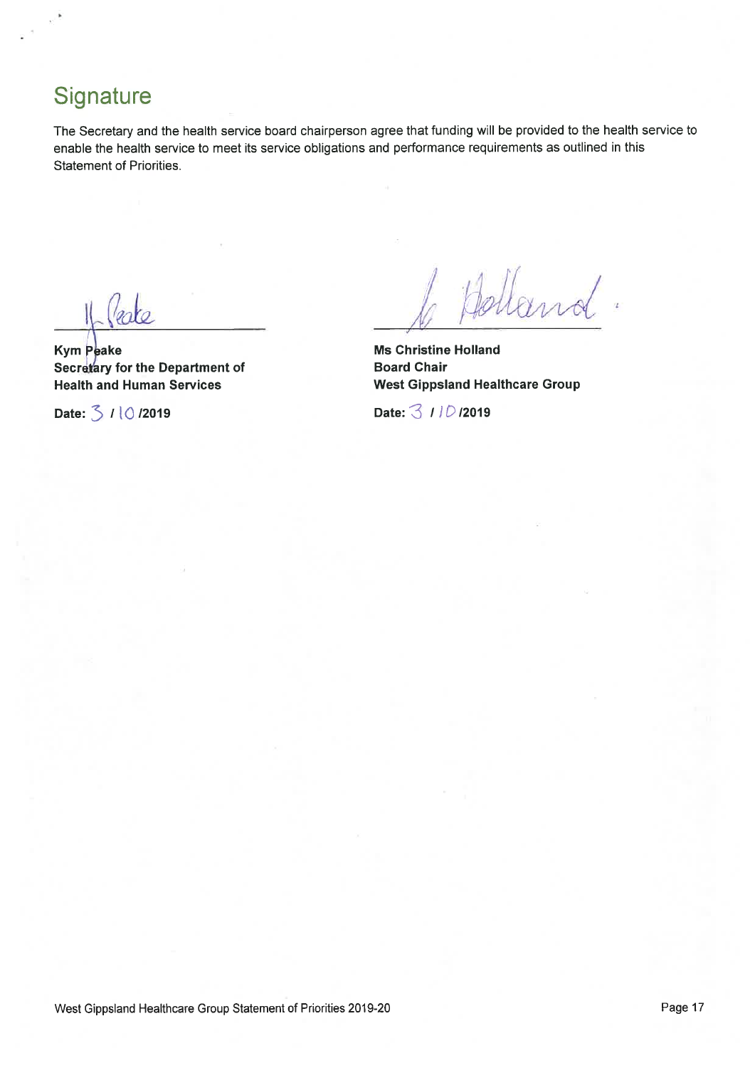## Signature

The Secretary and the health service board chairperson agree that funding will be provided to the health service to enable the health service to meet its service obligations and performance requirements as outlined in this Statement of Priorities.

**Kym Peake**
**Secretary for the Department of Health and Human Services**

**Date:** 3 / 10 /2019

**Ms Christine Holland**
**Board Chair**
**West Gippsland Healthcare Group**

**Date:** 3 / 10 /2019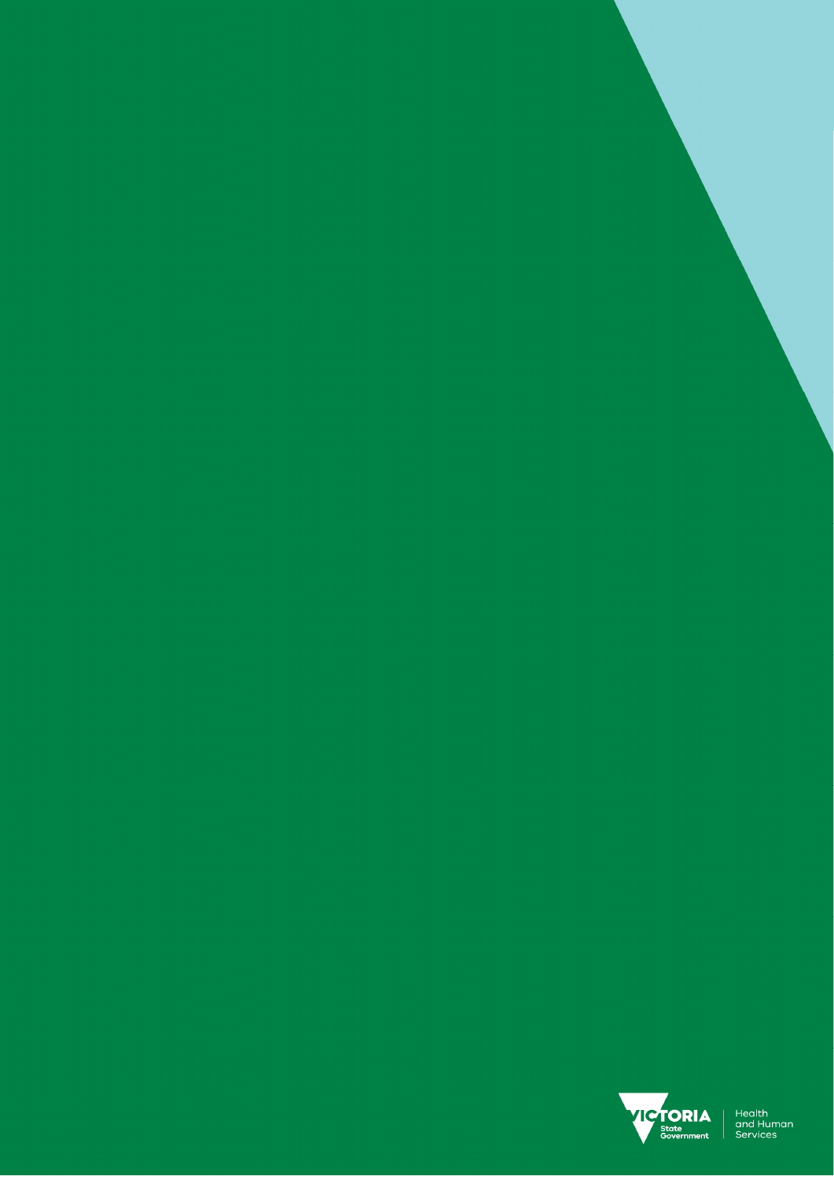VICTORIA State Government

Health and Human Services